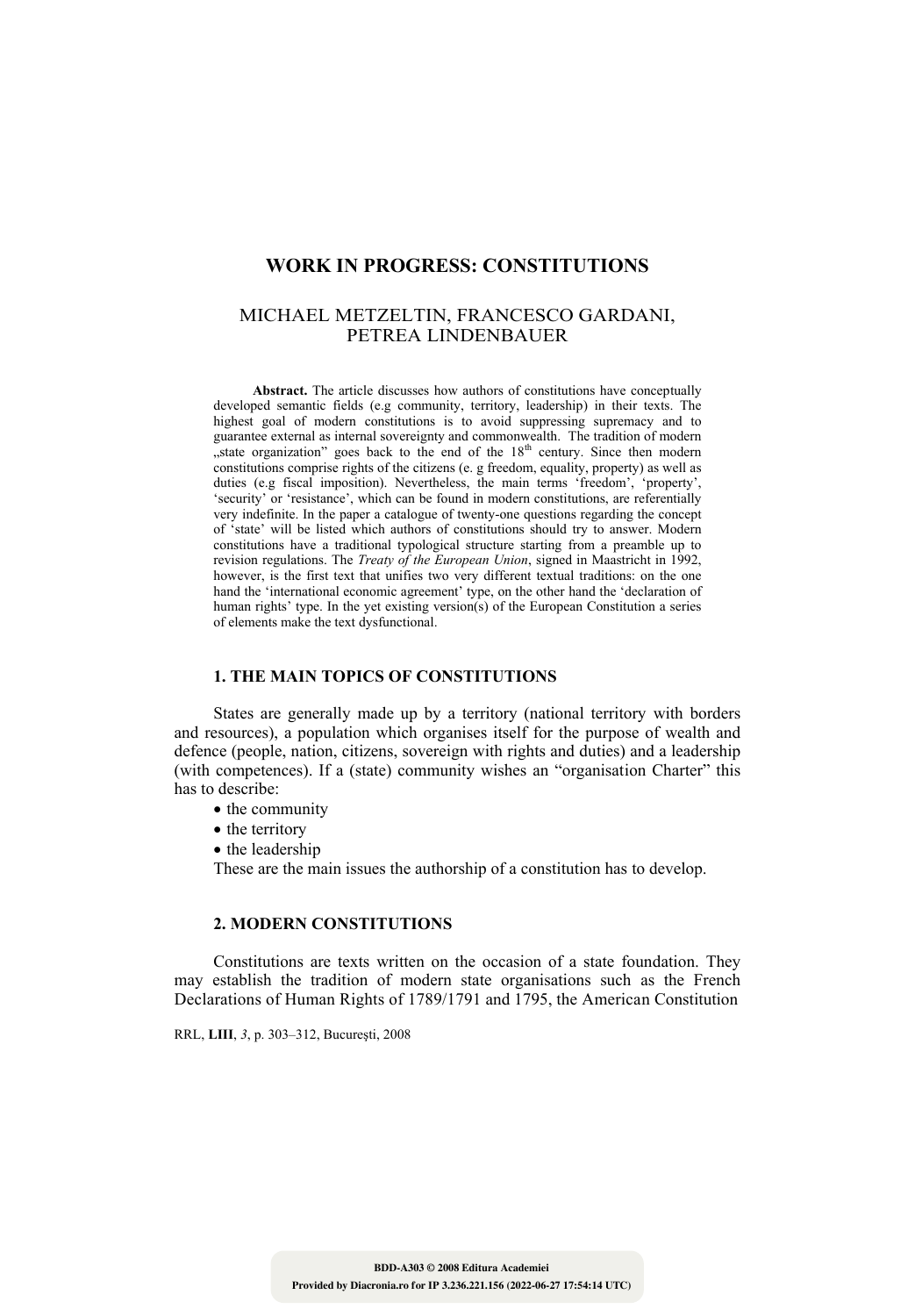# WORK IN PROGRESS: CONSTITUTIONS

MICHAEL METZELTIN, FRANCESCO GARDANI, PETREA LINDENBAUER

**Abstract.** The article discusses how authors of constitutions have conceptually developed semantic fields (e.g community, territory, leadership) in their texts. The highest goal of modern constitutions is to avoid suppressing supremacy and to guarantee external as internal sovereignty and commonwealth. The tradition of modern „state organization" goes back to the end of the 18th century. Since then modern constitutions comprise rights of the citizens (e. g freedom, equality, property) as well as duties (e.g fiscal imposition). Nevertheless, the main terms 'freedom', 'property', 'security' or 'resistance', which can be found in modern constitutions, are referentially very indefinite. In the paper a catalogue of twenty-one questions regarding the concept of 'state' will be listed which authors of constitutions should try to answer. Modern constitutions have a traditional typological structure starting from a preamble up to revision regulations. The *Treaty of the European Union*, signed in Maastricht in 1992, however, is the first text that unifies two very different textual traditions: on the one hand the 'international economic agreement' type, on the other hand the 'declaration of human rights' type. In the yet existing version(s) of the European Constitution a series of elements make the text dysfunctional.

## 1. THE MAIN TOPICS OF CONSTITUTIONS

States are generally made up by a territory (national territory with borders and resources), a population which organises itself for the purpose of wealth and defence (people, nation, citizens, sovereign with rights and duties) and a leadership (with competences). If a (state) community wishes an "organisation Charter" this has to describe:

- the community
- the territory
- the leadership

These are the main issues the authorship of a constitution has to develop.

## 2. MODERN CONSTITUTIONS

Constitutions are texts written on the occasion of a state foundation. They may establish the tradition of modern state organisations such as the French Declarations of Human Rights of 1789/1791 and 1795, the American Constitution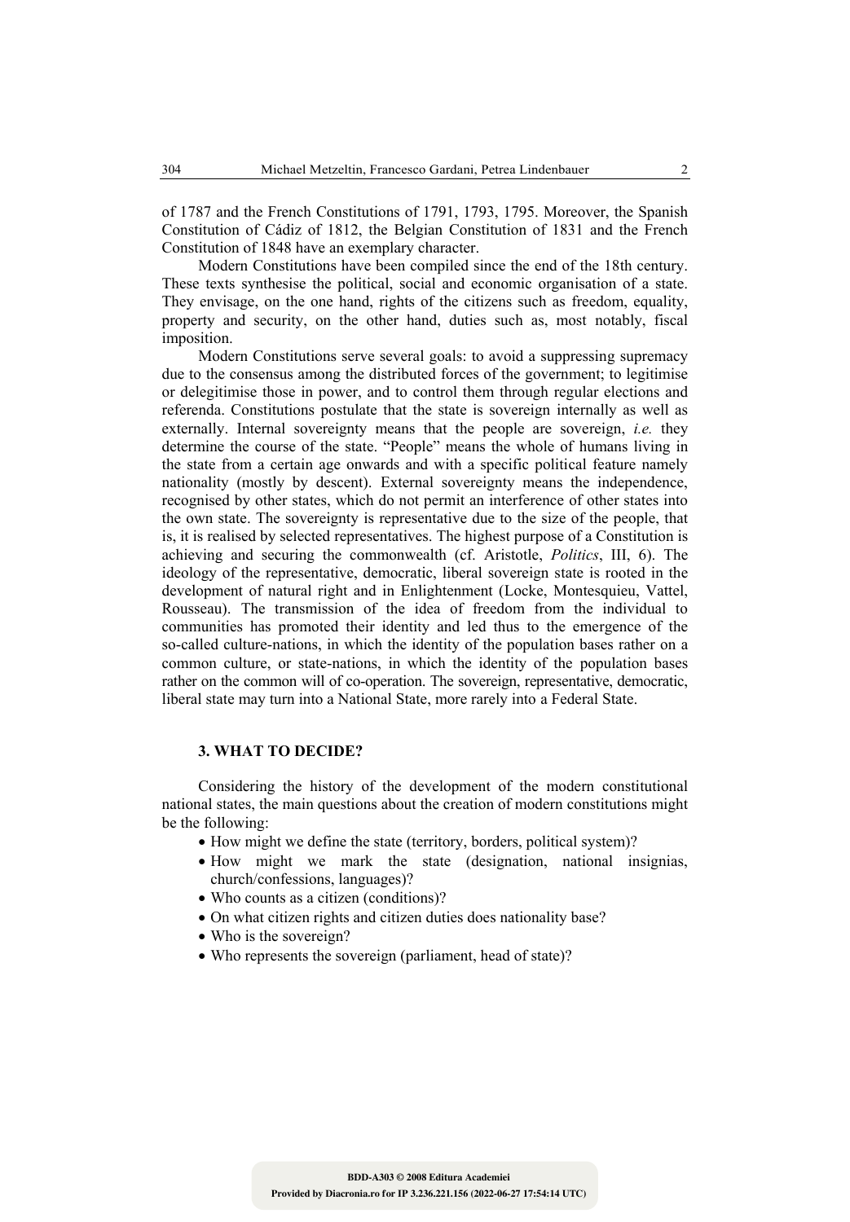of 1787 and the French Constitutions of 1791, 1793, 1795. Moreover, the Spanish Constitution of Cádiz of 1812, the Belgian Constitution of 1831 and the French Constitution of 1848 have an exemplary character.

Modern Constitutions have been compiled since the end of the 18th century. These texts synthesise the political, social and economic organisation of a state. They envisage, on the one hand, rights of the citizens such as freedom, equality, property and security, on the other hand, duties such as, most notably, fiscal imposition.

Modern Constitutions serve several goals: to avoid a suppressing supremacy due to the consensus among the distributed forces of the government; to legitimise or delegitimise those in power, and to control them through regular elections and referenda. Constitutions postulate that the state is sovereign internally as well as externally. Internal sovereignty means that the people are sovereign, *i.e.* they determine the course of the state. "People" means the whole of humans living in the state from a certain age onwards and with a specific political feature namely nationality (mostly by descent). External sovereignty means the independence, recognised by other states, which do not permit an interference of other states into the own state. The sovereignty is representative due to the size of the people, that is, it is realised by selected representatives. The highest purpose of a Constitution is achieving and securing the commonwealth (cf. Aristotle, *Politics*, III, 6). The ideology of the representative, democratic, liberal sovereign state is rooted in the development of natural right and in Enlightenment (Locke, Montesquieu, Vattel, Rousseau). The transmission of the idea of freedom from the individual to communities has promoted their identity and led thus to the emergence of the so-called culture-nations, in which the identity of the population bases rather on a common culture, or state-nations, in which the identity of the population bases rather on the common will of co-operation. The sovereign, representative, democratic, liberal state may turn into a National State, more rarely into a Federal State.

## 3. WHAT TO DECIDE?

Considering the history of the development of the modern constitutional national states, the main questions about the creation of modern constitutions might be the following:

- How might we define the state (territory, borders, political system)?
- How might we mark the state (designation, national insignias, church/confessions, languages)?
- Who counts as a citizen (conditions)?
- On what citizen rights and citizen duties does nationality base?
- Who is the sovereign?
- Who represents the sovereign (parliament, head of state)?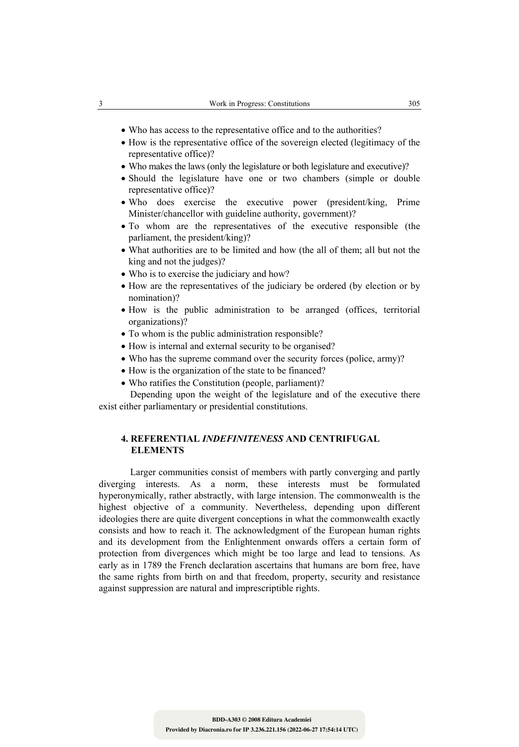- Who has access to the representative office and to the authorities?
- How is the representative office of the sovereign elected (legitimacy of the representative office)?
- Who makes the laws (only the legislature or both legislature and executive)?
- Should the legislature have one or two chambers (simple or double representative office)?
- Who does exercise the executive power (president/king, Prime Minister/chancellor with guideline authority, government)?
- To whom are the representatives of the executive responsible (the parliament, the president/king)?
- What authorities are to be limited and how (the all of them; all but not the king and not the judges)?
- Who is to exercise the judiciary and how?
- How are the representatives of the judiciary be ordered (by election or by nomination)?
- How is the public administration to be arranged (offices, territorial organizations)?
- To whom is the public administration responsible?
- How is internal and external security to be organised?
- Who has the supreme command over the security forces (police, army)?
- How is the organization of the state to be financed?
- Who ratifies the Constitution (people, parliament)?

Depending upon the weight of the legislature and of the executive there exist either parliamentary or presidential constitutions.

## 4. REFERENTIAL *INDEFINITENESS* AND CENTRIFUGAL ELEMENTS

Larger communities consist of members with partly converging and partly diverging interests. As a norm, these interests must be formulated hyperonymically, rather abstractly, with large intension. The commonwealth is the highest objective of a community. Nevertheless, depending upon different ideologies there are quite divergent conceptions in what the commonwealth exactly consists and how to reach it. The acknowledgment of the European human rights and its development from the Enlightenment onwards offers a certain form of protection from divergences which might be too large and lead to tensions. As early as in 1789 the French declaration ascertains that humans are born free, have the same rights from birth on and that freedom, property, security and resistance against suppression are natural and imprescriptible rights.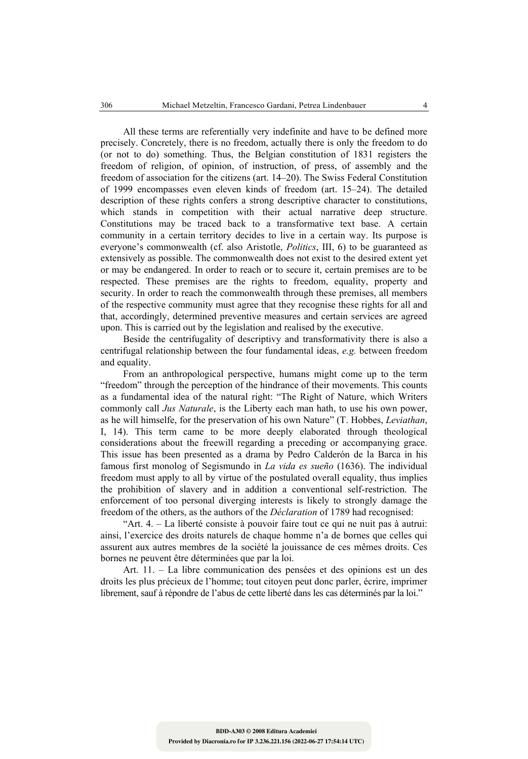All these terms are referentially very indefinite and have to be defined more precisely. Concretely, there is no freedom, actually there is only the freedom to do (or not to do) something. Thus, the Belgian constitution of 1831 registers the freedom of religion, of opinion, of instruction, of press, of assembly and the freedom of association for the citizens (art. 14–20). The Swiss Federal Constitution of 1999 encompasses even eleven kinds of freedom (art. 15–24). The detailed description of these rights confers a strong descriptive character to constitutions, which stands in competition with their actual narrative deep structure. Constitutions may be traced back to a transformative text base. A certain community in a certain territory decides to live in a certain way. Its purpose is everyone's commonwealth (cf. also Aristotle, *Politics*, III, 6) to be guaranteed as extensively as possible. The commonwealth does not exist to the desired extent yet or may be endangered. In order to reach or to secure it, certain premises are to be respected. These premises are the rights to freedom, equality, property and security. In order to reach the commonwealth through these premises, all members of the respective community must agree that they recognise these rights for all and that, accordingly, determined preventive measures and certain services are agreed upon. This is carried out by the legislation and realised by the executive.

Beside the centrifugality of descriptivy and transformativity there is also a centrifugal relationship between the four fundamental ideas, *e.g.* between freedom and equality.

From an anthropological perspective, humans might come up to the term "freedom" through the perception of the hindrance of their movements. This counts as a fundamental idea of the natural right: "The Right of Nature, which Writers commonly call *Jus Naturale*, is the Liberty each man hath, to use his own power, as he will himselfe, for the preservation of his own Nature" (T. Hobbes, *Leviathan*, I, 14). This term came to be more deeply elaborated through theological considerations about the freewill regarding a preceding or accompanying grace. This issue has been presented as a drama by Pedro Calderón de la Barca in his famous first monolog of Segismundo in *La vida es sueño* (1636). The individual freedom must apply to all by virtue of the postulated overall equality, thus implies the prohibition of slavery and in addition a conventional self-restriction. The enforcement of too personal diverging interests is likely to strongly damage the freedom of the others, as the authors of the *Déclaration* of 1789 had recognised:

"Art. 4. – La liberté consiste à pouvoir faire tout ce qui ne nuit pas à autrui: ainsi, l'exercice des droits naturels de chaque homme n'a de bornes que celles qui assurent aux autres membres de la société la jouissance de ces mêmes droits. Ces bornes ne peuvent être déterminées que par la loi.

Art. 11. – La libre communication des pensées et des opinions est un des droits les plus précieux de l'homme; tout citoyen peut donc parler, écrire, imprimer librement, sauf à répondre de l'abus de cette liberté dans les cas déterminés par la loi."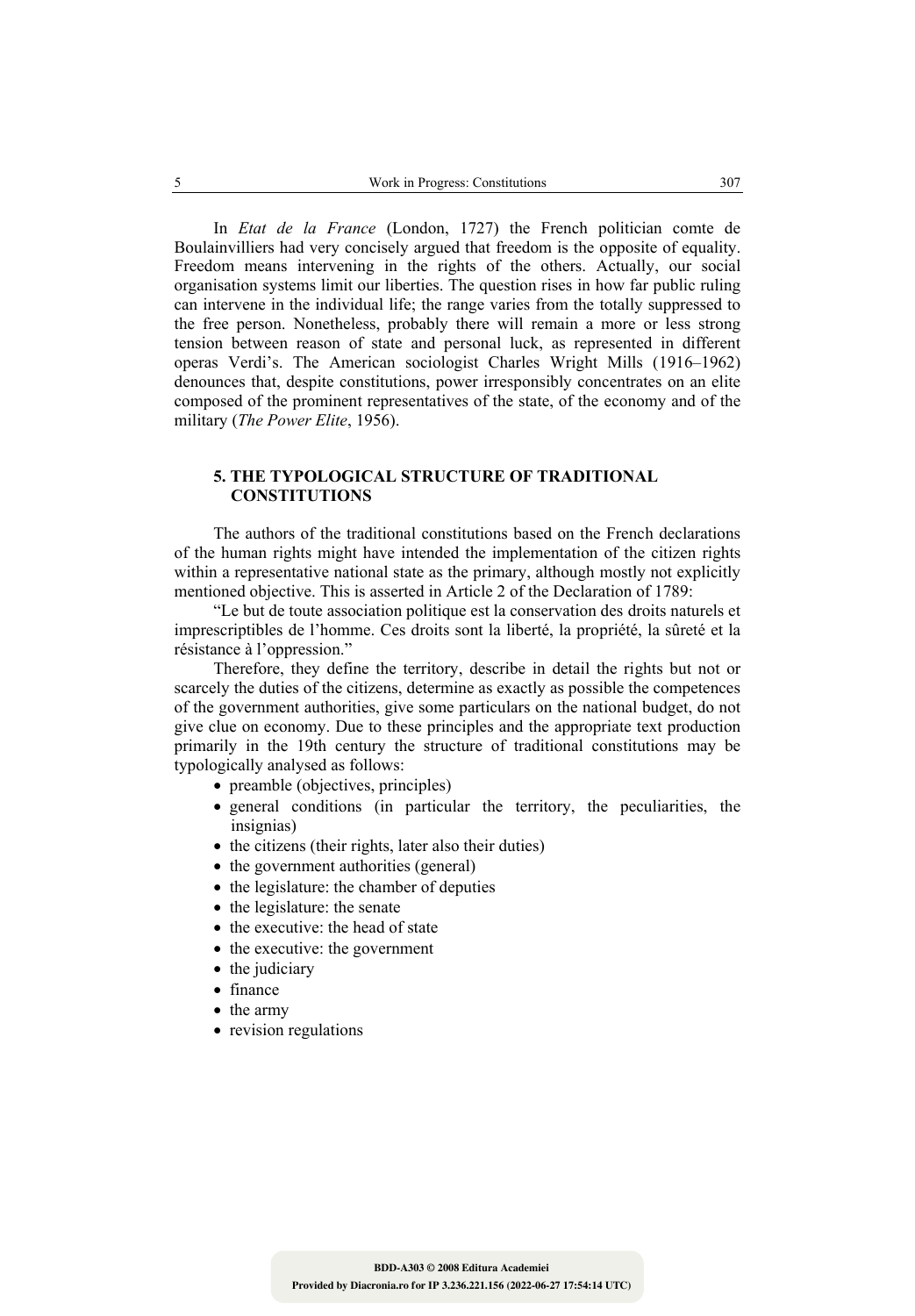In *Etat de la France* (London, 1727) the French politician comte de Boulainvilliers had very concisely argued that freedom is the opposite of equality. Freedom means intervening in the rights of the others. Actually, our social organisation systems limit our liberties. The question rises in how far public ruling can intervene in the individual life; the range varies from the totally suppressed to the free person. Nonetheless, probably there will remain a more or less strong tension between reason of state and personal luck, as represented in different operas Verdi's. The American sociologist Charles Wright Mills (1916–1962) denounces that, despite constitutions, power irresponsibly concentrates on an elite composed of the prominent representatives of the state, of the economy and of the military (*The Power Elite*, 1956).

## 5. THE TYPOLOGICAL STRUCTURE OF TRADITIONAL CONSTITUTIONS

The authors of the traditional constitutions based on the French declarations of the human rights might have intended the implementation of the citizen rights within a representative national state as the primary, although mostly not explicitly mentioned objective. This is asserted in Article 2 of the Declaration of 1789:

"Le but de toute association politique est la conservation des droits naturels et imprescriptibles de l'homme. Ces droits sont la liberté, la propriété, la sûreté et la résistance à l'oppression."

Therefore, they define the territory, describe in detail the rights but not or scarcely the duties of the citizens, determine as exactly as possible the competences of the government authorities, give some particulars on the national budget, do not give clue on economy. Due to these principles and the appropriate text production primarily in the 19th century the structure of traditional constitutions may be typologically analysed as follows:

- preamble (objectives, principles)
- general conditions (in particular the territory, the peculiarities, the insignias)
- the citizens (their rights, later also their duties)
- the government authorities (general)
- the legislature: the chamber of deputies
- the legislature: the senate
- the executive: the head of state
- the executive: the government
- the judiciary
- finance
- the army
- revision regulations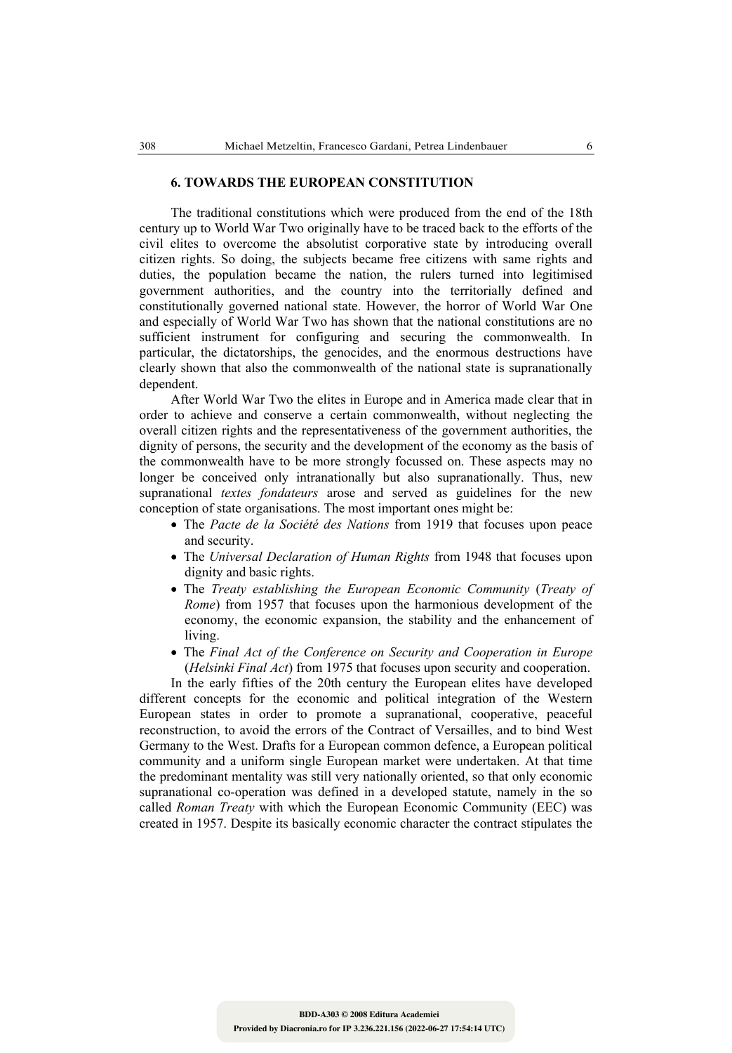## 6. TOWARDS THE EUROPEAN CONSTITUTION

The traditional constitutions which were produced from the end of the 18th century up to World War Two originally have to be traced back to the efforts of the civil elites to overcome the absolutist corporative state by introducing overall citizen rights. So doing, the subjects became free citizens with same rights and duties, the population became the nation, the rulers turned into legitimised government authorities, and the country into the territorially defined and constitutionally governed national state. However, the horror of World War One and especially of World War Two has shown that the national constitutions are no sufficient instrument for configuring and securing the commonwealth. In particular, the dictatorships, the genocides, and the enormous destructions have clearly shown that also the commonwealth of the national state is supranationally dependent.

After World War Two the elites in Europe and in America made clear that in order to achieve and conserve a certain commonwealth, without neglecting the overall citizen rights and the representativeness of the government authorities, the dignity of persons, the security and the development of the economy as the basis of the commonwealth have to be more strongly focussed on. These aspects may no longer be conceived only intranationally but also supranationally. Thus, new supranational *textes fondateurs* arose and served as guidelines for the new conception of state organisations. The most important ones might be:

- The *Pacte de la Société des Nations* from 1919 that focuses upon peace and security.
- The *Universal Declaration of Human Rights* from 1948 that focuses upon dignity and basic rights.
- The *Treaty establishing the European Economic Community* (*Treaty of Rome*) from 1957 that focuses upon the harmonious development of the economy, the economic expansion, the stability and the enhancement of living.
- The *Final Act of the Conference on Security and Cooperation in Europe* (*Helsinki Final Act*) from 1975 that focuses upon security and cooperation.

In the early fifties of the 20th century the European elites have developed different concepts for the economic and political integration of the Western European states in order to promote a supranational, cooperative, peaceful reconstruction, to avoid the errors of the Contract of Versailles, and to bind West Germany to the West. Drafts for a European common defence, a European political community and a uniform single European market were undertaken. At that time the predominant mentality was still very nationally oriented, so that only economic supranational co-operation was defined in a developed statute, namely in the so called *Roman Treaty* with which the European Economic Community (EEC) was created in 1957. Despite its basically economic character the contract stipulates the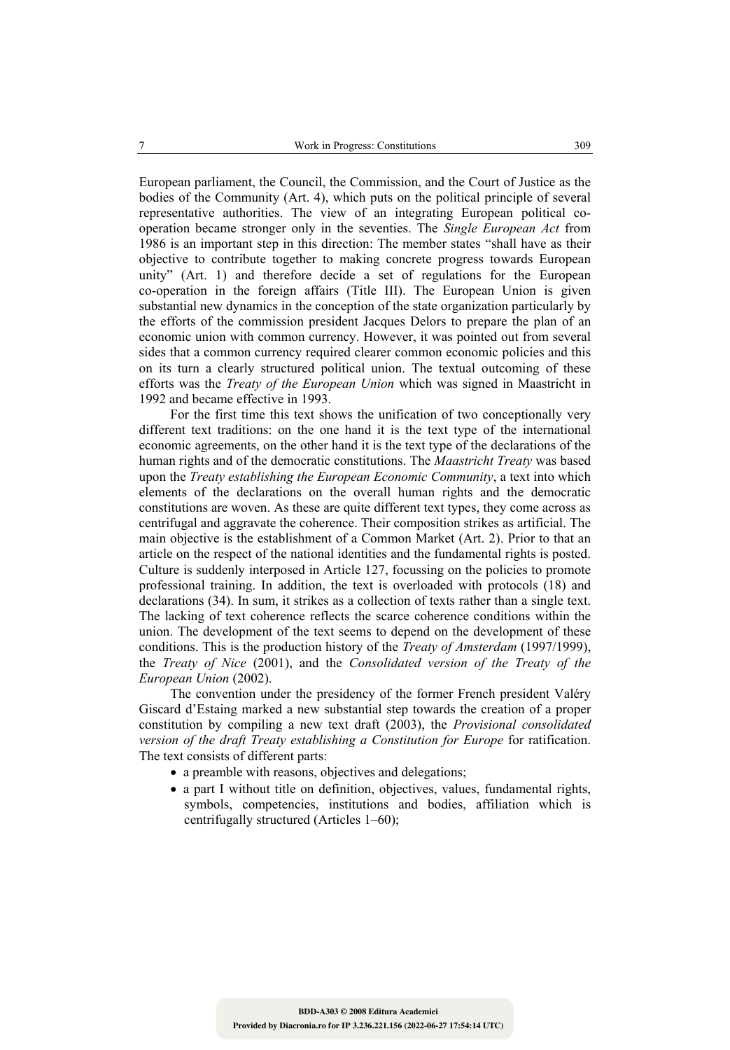European parliament, the Council, the Commission, and the Court of Justice as the bodies of the Community (Art. 4), which puts on the political principle of several representative authorities. The view of an integrating European political co-operation became stronger only in the seventies. The *Single European Act* from 1986 is an important step in this direction: The member states "shall have as their objective to contribute together to making concrete progress towards European unity" (Art. 1) and therefore decide a set of regulations for the European co-operation in the foreign affairs (Title III). The European Union is given substantial new dynamics in the conception of the state organization particularly by the efforts of the commission president Jacques Delors to prepare the plan of an economic union with common currency. However, it was pointed out from several sides that a common currency required clearer common economic policies and this on its turn a clearly structured political union. The textual outcoming of these efforts was the *Treaty of the European Union* which was signed in Maastricht in 1992 and became effective in 1993.

For the first time this text shows the unification of two conceptionally very different text traditions: on the one hand it is the text type of the international economic agreements, on the other hand it is the text type of the declarations of the human rights and of the democratic constitutions. The *Maastricht Treaty* was based upon the *Treaty establishing the European Economic Community*, a text into which elements of the declarations on the overall human rights and the democratic constitutions are woven. As these are quite different text types, they come across as centrifugal and aggravate the coherence. Their composition strikes as artificial. The main objective is the establishment of a Common Market (Art. 2). Prior to that an article on the respect of the national identities and the fundamental rights is posted. Culture is suddenly interposed in Article 127, focussing on the policies to promote professional training. In addition, the text is overloaded with protocols (18) and declarations (34). In sum, it strikes as a collection of texts rather than a single text. The lacking of text coherence reflects the scarce coherence conditions within the union. The development of the text seems to depend on the development of these conditions. This is the production history of the *Treaty of Amsterdam* (1997/1999), the *Treaty of Nice* (2001), and the *Consolidated version of the Treaty of the European Union* (2002).

The convention under the presidency of the former French president Valéry Giscard d'Estaing marked a new substantial step towards the creation of a proper constitution by compiling a new text draft (2003), the *Provisional consolidated version of the draft Treaty establishing a Constitution for Europe* for ratification. The text consists of different parts:

- a preamble with reasons, objectives and delegations;
- a part I without title on definition, objectives, values, fundamental rights, symbols, competencies, institutions and bodies, affiliation which is centrifugally structured (Articles 1–60);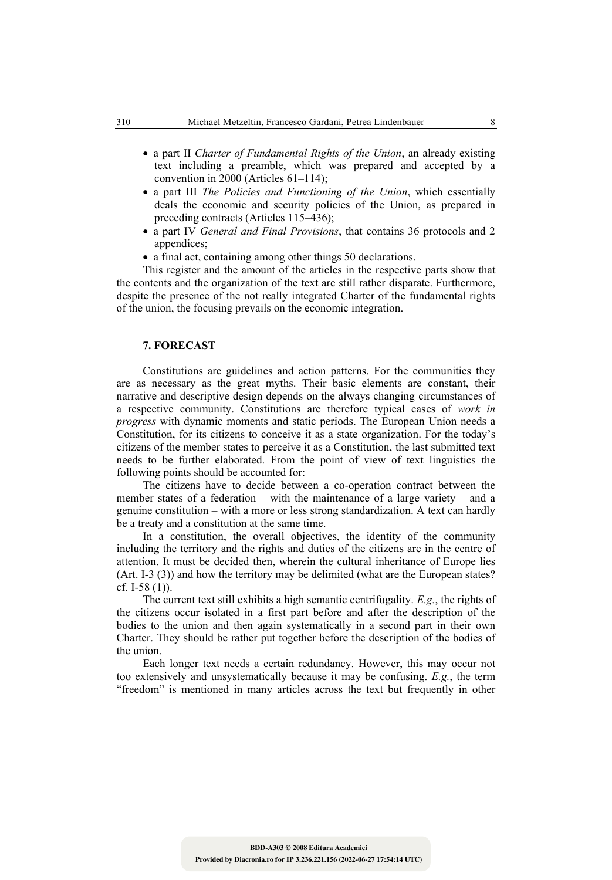- a part II *Charter of Fundamental Rights of the Union*, an already existing text including a preamble, which was prepared and accepted by a convention in 2000 (Articles 61–114);
- a part III *The Policies and Functioning of the Union*, which essentially deals the economic and security policies of the Union, as prepared in preceding contracts (Articles 115–436);
- a part IV *General and Final Provisions*, that contains 36 protocols and 2 appendices;
- a final act, containing among other things 50 declarations.

This register and the amount of the articles in the respective parts show that the contents and the organization of the text are still rather disparate. Furthermore, despite the presence of the not really integrated Charter of the fundamental rights of the union, the focusing prevails on the economic integration.

## 7. FORECAST

Constitutions are guidelines and action patterns. For the communities they are as necessary as the great myths. Their basic elements are constant, their narrative and descriptive design depends on the always changing circumstances of a respective community. Constitutions are therefore typical cases of *work in progress* with dynamic moments and static periods. The European Union needs a Constitution, for its citizens to conceive it as a state organization. For the today's citizens of the member states to perceive it as a Constitution, the last submitted text needs to be further elaborated. From the point of view of text linguistics the following points should be accounted for:

The citizens have to decide between a co-operation contract between the member states of a federation – with the maintenance of a large variety – and a genuine constitution – with a more or less strong standardization. A text can hardly be a treaty and a constitution at the same time.

In a constitution, the overall objectives, the identity of the community including the territory and the rights and duties of the citizens are in the centre of attention. It must be decided then, wherein the cultural inheritance of Europe lies (Art. I-3 (3)) and how the territory may be delimited (what are the European states? cf. I-58 (1)).

The current text still exhibits a high semantic centrifugality. *E.g.*, the rights of the citizens occur isolated in a first part before and after the description of the bodies to the union and then again systematically in a second part in their own Charter. They should be rather put together before the description of the bodies of the union.

Each longer text needs a certain redundancy. However, this may occur not too extensively and unsystematically because it may be confusing. *E.g.*, the term "freedom" is mentioned in many articles across the text but frequently in other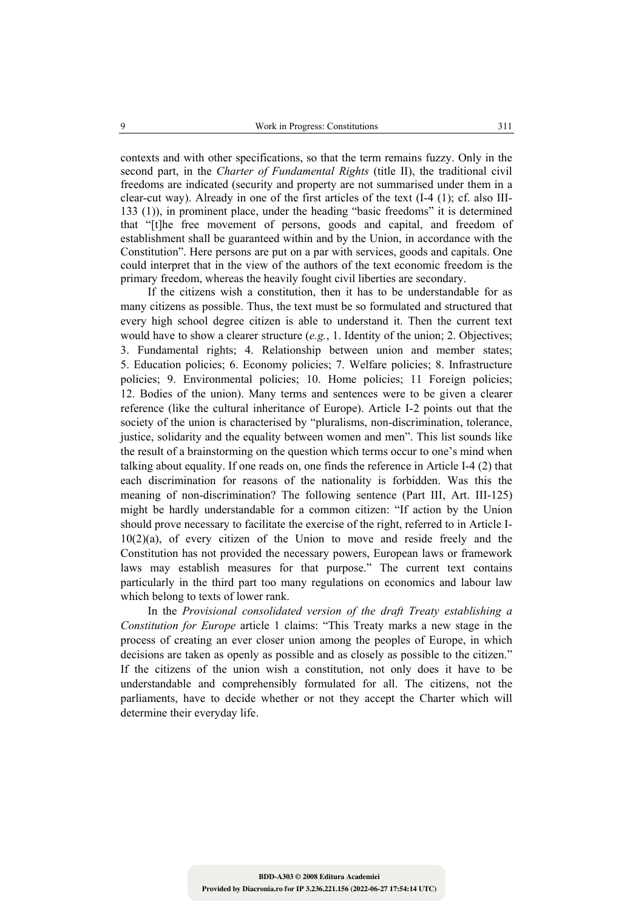contexts and with other specifications, so that the term remains fuzzy. Only in the second part, in the *Charter of Fundamental Rights* (title II), the traditional civil freedoms are indicated (security and property are not summarised under them in a clear-cut way). Already in one of the first articles of the text (I-4 (1); cf. also III-133 (1)), in prominent place, under the heading "basic freedoms" it is determined that "[t]he free movement of persons, goods and capital, and freedom of establishment shall be guaranteed within and by the Union, in accordance with the Constitution". Here persons are put on a par with services, goods and capitals. One could interpret that in the view of the authors of the text economic freedom is the primary freedom, whereas the heavily fought civil liberties are secondary.

If the citizens wish a constitution, then it has to be understandable for as many citizens as possible. Thus, the text must be so formulated and structured that every high school degree citizen is able to understand it. Then the current text would have to show a clearer structure (*e.g.*, 1. Identity of the union; 2. Objectives; 3. Fundamental rights; 4. Relationship between union and member states; 5. Education policies; 6. Economy policies; 7. Welfare policies; 8. Infrastructure policies; 9. Environmental policies; 10. Home policies; 11 Foreign policies; 12. Bodies of the union). Many terms and sentences were to be given a clearer reference (like the cultural inheritance of Europe). Article I-2 points out that the society of the union is characterised by "pluralisms, non-discrimination, tolerance, justice, solidarity and the equality between women and men". This list sounds like the result of a brainstorming on the question which terms occur to one's mind when talking about equality. If one reads on, one finds the reference in Article I-4 (2) that each discrimination for reasons of the nationality is forbidden. Was this the meaning of non-discrimination? The following sentence (Part III, Art. III-125) might be hardly understandable for a common citizen: "If action by the Union should prove necessary to facilitate the exercise of the right, referred to in Article I-10(2)(a), of every citizen of the Union to move and reside freely and the Constitution has not provided the necessary powers, European laws or framework laws may establish measures for that purpose." The current text contains particularly in the third part too many regulations on economics and labour law which belong to texts of lower rank.

In the *Provisional consolidated version of the draft Treaty establishing a Constitution for Europe* article 1 claims: "This Treaty marks a new stage in the process of creating an ever closer union among the peoples of Europe, in which decisions are taken as openly as possible and as closely as possible to the citizen." If the citizens of the union wish a constitution, not only does it have to be understandable and comprehensibly formulated for all. The citizens, not the parliaments, have to decide whether or not they accept the Charter which will determine their everyday life.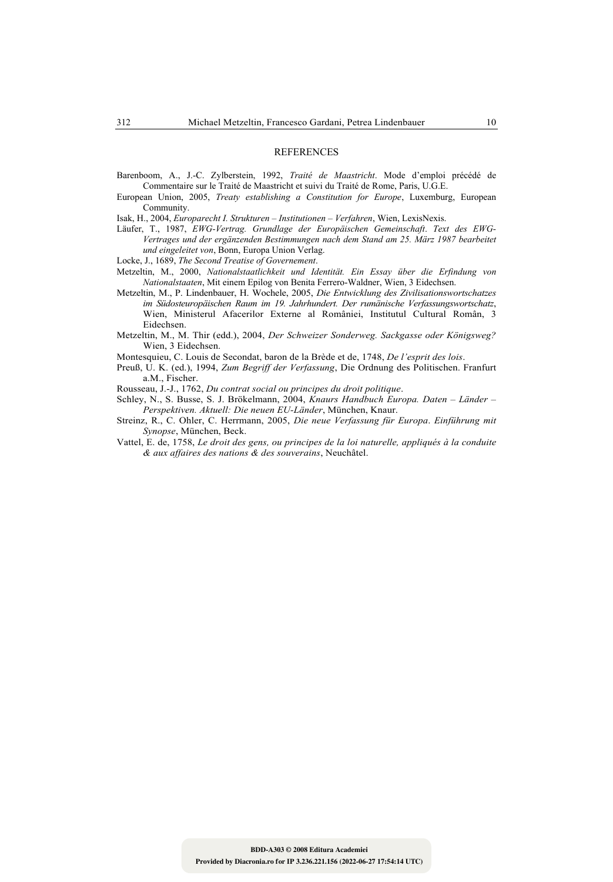# REFERENCES

Barenboom, A., J.-C. Zylberstein, 1992, *Traité de Maastricht*. Mode d'emploi précédé de Commentaire sur le Traité de Maastricht et suivi du Traité de Rome, Paris, U.G.E.

European Union, 2005, *Treaty establishing a Constitution for Europe*, Luxemburg, European Community.

Isak, H., 2004, *Europarecht I. Strukturen – Institutionen – Verfahren*, Wien, LexisNexis.

Läufer, T., 1987, *EWG-Vertrag. Grundlage der Europäischen Gemeinschaft*. *Text des EWG-Vertrages und der ergänzenden Bestimmungen nach dem Stand am 25. März 1987 bearbeitet und eingeleitet von*, Bonn, Europa Union Verlag.

Locke, J., 1689, *The Second Treatise of Governement*.

Metzeltin, M., 2000, *Nationalstaatlichkeit und Identität. Ein Essay über die Erfindung von Nationalstaaten*, Mit einem Epilog von Benita Ferrero-Waldner, Wien, 3 Eidechsen.

Metzeltin, M., P. Lindenbauer, H. Wochele, 2005, *Die Entwicklung des Zivilisationswortschatzes im Südosteuropäischen Raum im 19. Jahrhundert. Der rumänische Verfassungswortschatz*, Wien, Ministerul Afacerilor Externe al României, Institutul Cultural Român, 3 Eidechsen.

Metzeltin, M., M. Thir (edd.), 2004, *Der Schweizer Sonderweg. Sackgasse oder Königsweg?* Wien, 3 Eidechsen.

Montesquieu, C. Louis de Secondat, baron de la Brède et de, 1748, *De l'esprit des lois*.

Preuß, U. K. (ed.), 1994, *Zum Begriff der Verfassung*, Die Ordnung des Politischen. Franfurt a.M., Fischer.

Rousseau, J.-J., 1762, *Du contrat social ou principes du droit politique*.

Schley, N., S. Busse, S. J. Brökelmann, 2004, *Knaurs Handbuch Europa. Daten – Länder – Perspektiven. Aktuell: Die neuen EU-Länder*, München, Knaur.

Streinz, R., C. Ohler, C. Herrmann, 2005, *Die neue Verfassung für Europa*. *Einführung mit Synopse*, München, Beck.

Vattel, E. de, 1758, *Le droit des gens, ou principes de la loi naturelle, appliqués à la conduite & aux affaires des nations & des souverains*, Neuchâtel.